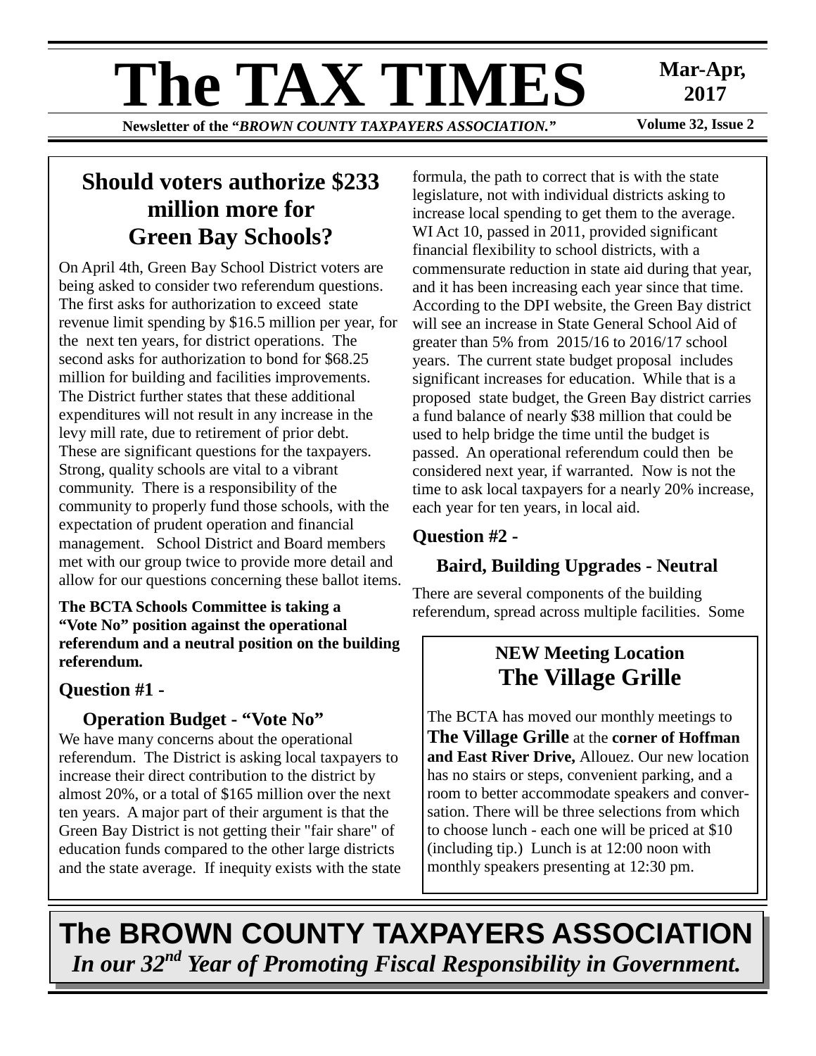# The TAX TIMES

**Mar-Apr, 2017**

**Newsletter of the "*BROWN COUNTY TAXPAYERS ASSOCIATION.*"**

**Volume 32, Issue 2**

## Should voters authorize $233 million more for Green Bay Schools?

On April 4th, Green Bay School District voters are being asked to consider two referendum questions. The first asks for authorization to exceed state revenue limit spending by $16.5 million per year, for the next ten years, for district operations. The second asks for authorization to bond for $68.25 million for building and facilities improvements. The District further states that these additional expenditures will not result in any increase in the levy mill rate, due to retirement of prior debt. These are significant questions for the taxpayers. Strong, quality schools are vital to a vibrant community. There is a responsibility of the community to properly fund those schools, with the expectation of prudent operation and financial management. School District and Board members met with our group twice to provide more detail and allow for our questions concerning these ballot items.

**The BCTA Schools Committee is taking a "Vote No" position against the operational referendum and a neutral position on the building referendum.**

### Question #1 -

### Operation Budget - "Vote No"

We have many concerns about the operational referendum. The District is asking local taxpayers to increase their direct contribution to the district by almost 20%, or a total of $165 million over the next ten years. A major part of their argument is that the Green Bay District is not getting their "fair share" of education funds compared to the other large districts and the state average. If inequity exists with the state formula, the path to correct that is with the state legislature, not with individual districts asking to increase local spending to get them to the average. WI Act 10, passed in 2011, provided significant financial flexibility to school districts, with a commensurate reduction in state aid during that year, and it has been increasing each year since that time. According to the DPI website, the Green Bay district will see an increase in State General School Aid of greater than 5% from 2015/16 to 2016/17 school years. The current state budget proposal includes significant increases for education. While that is a proposed state budget, the Green Bay district carries a fund balance of nearly $38 million that could be used to help bridge the time until the budget is passed. An operational referendum could then be considered next year, if warranted. Now is not the time to ask local taxpayers for a nearly 20% increase, each year for ten years, in local aid.

### Question #2 -

### Baird, Building Upgrades - Neutral

There are several components of the building referendum, spread across multiple facilities. Some

---

**NEW Meeting Location**

## The Village Grille

The BCTA has moved our monthly meetings to **The Village Grille** at the **corner of Hoffman and East River Drive,** Allouez. Our new location has no stairs or steps, convenient parking, and a room to better accommodate speakers and conversation. There will be three selections from which to choose lunch - each one will be priced at $10 (including tip.) Lunch is at 12:00 noon with monthly speakers presenting at 12:30 pm.

---

## The BROWN COUNTY TAXPAYERS ASSOCIATION

***In our 32nd Year of Promoting Fiscal Responsibility in Government.***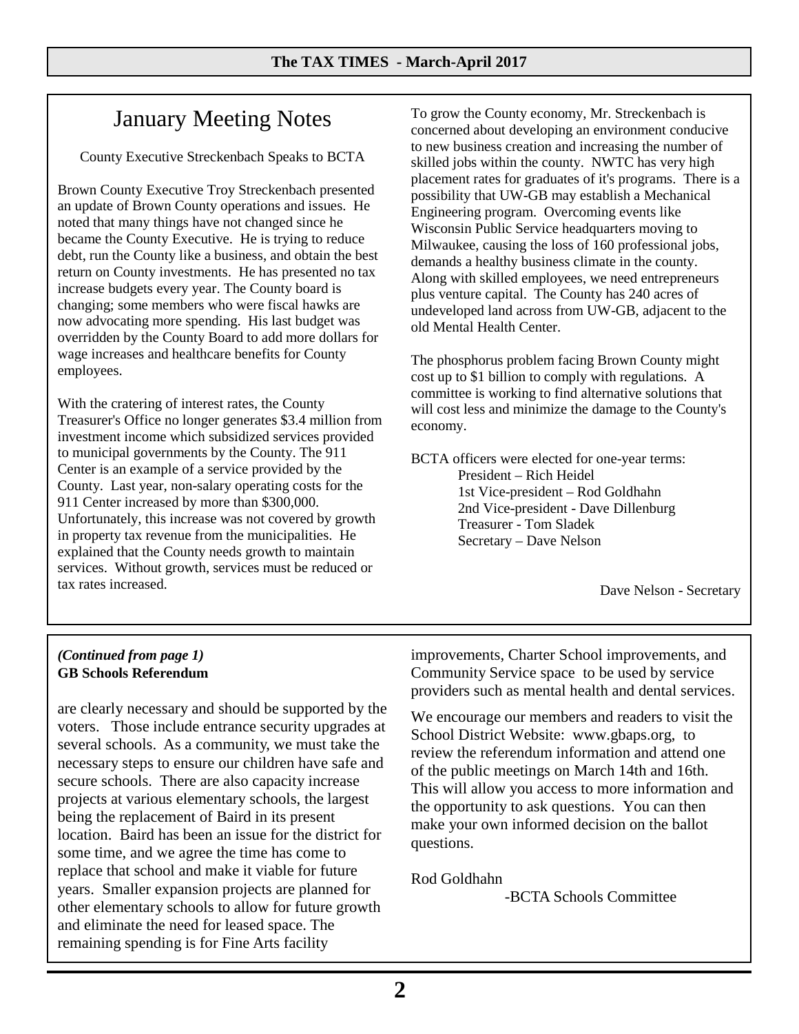# January Meeting Notes

County Executive Streckenbach Speaks to BCTA

Brown County Executive Troy Streckenbach presented an update of Brown County operations and issues. He noted that many things have not changed since he became the County Executive. He is trying to reduce debt, run the County like a business, and obtain the best return on County investments. He has presented no tax increase budgets every year. The County board is changing; some members who were fiscal hawks are now advocating more spending. His last budget was overridden by the County Board to add more dollars for wage increases and healthcare benefits for County employees.

With the cratering of interest rates, the County Treasurer's Office no longer generates $3.4 million from investment income which subsidized services provided to municipal governments by the County. The 911 Center is an example of a service provided by the County. Last year, non-salary operating costs for the 911 Center increased by more than $300,000. Unfortunately, this increase was not covered by growth in property tax revenue from the municipalities. He explained that the County needs growth to maintain services. Without growth, services must be reduced or tax rates increased.

To grow the County economy, Mr. Streckenbach is concerned about developing an environment conducive to new business creation and increasing the number of skilled jobs within the county. NWTC has very high placement rates for graduates of it's programs. There is a possibility that UW-GB may establish a Mechanical Engineering program. Overcoming events like Wisconsin Public Service headquarters moving to Milwaukee, causing the loss of 160 professional jobs, demands a healthy business climate in the county. Along with skilled employees, we need entrepreneurs plus venture capital. The County has 240 acres of undeveloped land across from UW-GB, adjacent to the old Mental Health Center.

The phosphorus problem facing Brown County might cost up to $1 billion to comply with regulations. A committee is working to find alternative solutions that will cost less and minimize the damage to the County's economy.

BCTA officers were elected for one-year terms:

- President – Rich Heidel
- 1st Vice-president – Rod Goldhahn
- 2nd Vice-president - Dave Dillenburg
- Treasurer - Tom Sladek
- Secretary – Dave Nelson

Dave Nelson - Secretary

***(Continued from page 1)***
**GB Schools Referendum**

are clearly necessary and should be supported by the voters. Those include entrance security upgrades at several schools. As a community, we must take the necessary steps to ensure our children have safe and secure schools. There are also capacity increase projects at various elementary schools, the largest being the replacement of Baird in its present location. Baird has been an issue for the district for some time, and we agree the time has come to replace that school and make it viable for future years. Smaller expansion projects are planned for other elementary schools to allow for future growth and eliminate the need for leased space. The remaining spending is for Fine Arts facility improvements, Charter School improvements, and Community Service space to be used by service providers such as mental health and dental services.

We encourage our members and readers to visit the School District Website: www.gbaps.org, to review the referendum information and attend one of the public meetings on March 14th and 16th. This will allow you access to more information and the opportunity to ask questions. You can then make your own informed decision on the ballot questions.

Rod Goldhahn
-BCTA Schools Committee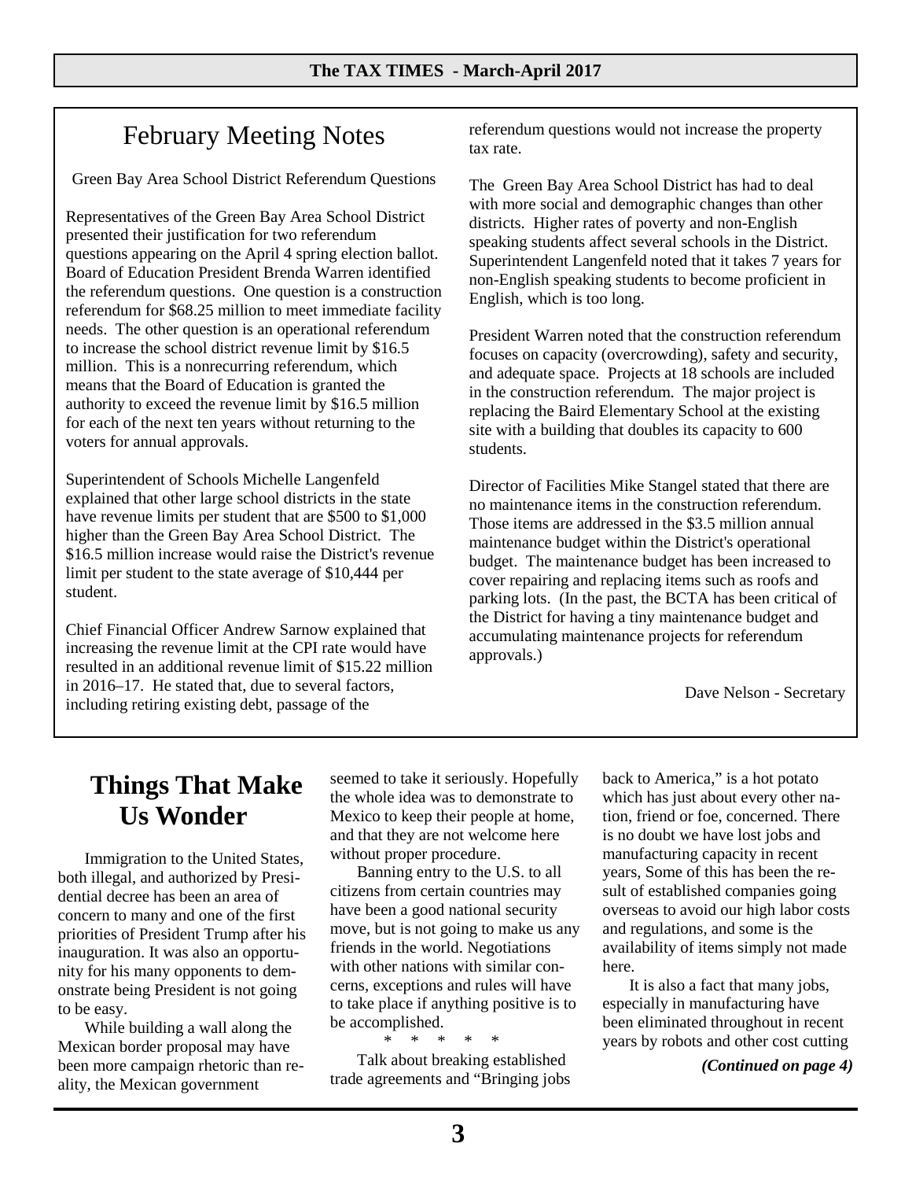## February Meeting Notes

Green Bay Area School District Referendum Questions

Representatives of the Green Bay Area School District presented their justification for two referendum questions appearing on the April 4 spring election ballot. Board of Education President Brenda Warren identified the referendum questions. One question is a construction referendum for $68.25 million to meet immediate facility needs. The other question is an operational referendum to increase the school district revenue limit by $16.5 million. This is a nonrecurring referendum, which means that the Board of Education is granted the authority to exceed the revenue limit by $16.5 million for each of the next ten years without returning to the voters for annual approvals.

Superintendent of Schools Michelle Langenfeld explained that other large school districts in the state have revenue limits per student that are $500 to $1,000 higher than the Green Bay Area School District. The $16.5 million increase would raise the District's revenue limit per student to the state average of $10,444 per student.

Chief Financial Officer Andrew Sarnow explained that increasing the revenue limit at the CPI rate would have resulted in an additional revenue limit of $15.22 million in 2016–17. He stated that, due to several factors, including retiring existing debt, passage of the referendum questions would not increase the property tax rate.

The Green Bay Area School District has had to deal with more social and demographic changes than other districts. Higher rates of poverty and non-English speaking students affect several schools in the District. Superintendent Langenfeld noted that it takes 7 years for non-English speaking students to become proficient in English, which is too long.

President Warren noted that the construction referendum focuses on capacity (overcrowding), safety and security, and adequate space. Projects at 18 schools are included in the construction referendum. The major project is replacing the Baird Elementary School at the existing site with a building that doubles its capacity to 600 students.

Director of Facilities Mike Stangel stated that there are no maintenance items in the construction referendum. Those items are addressed in the $3.5 million annual maintenance budget within the District's operational budget. The maintenance budget has been increased to cover repairing and replacing items such as roofs and parking lots. (In the past, the BCTA has been critical of the District for having a tiny maintenance budget and accumulating maintenance projects for referendum approvals.)

Dave Nelson - Secretary

## Things That Make Us Wonder

Immigration to the United States, both illegal, and authorized by Presidential decree has been an area of concern to many and one of the first priorities of President Trump after his inauguration. It was also an opportunity for his many opponents to demonstrate being President is not going to be easy.

While building a wall along the Mexican border proposal may have been more campaign rhetoric than reality, the Mexican government seemed to take it seriously. Hopefully the whole idea was to demonstrate to Mexico to keep their people at home, and that they are not welcome here without proper procedure.

Banning entry to the U.S. to all citizens from certain countries may have been a good national security move, but is not going to make us any friends in the world. Negotiations with other nations with similar concerns, exceptions and rules will have to take place if anything positive is to be accomplished.

\* \* \* \* \*

Talk about breaking established trade agreements and "Bringing jobs back to America," is a hot potato which has just about every other nation, friend or foe, concerned. There is no doubt we have lost jobs and manufacturing capacity in recent years, Some of this has been the result of established companies going overseas to avoid our high labor costs and regulations, and some is the availability of items simply not made here.

It is also a fact that many jobs, especially in manufacturing have been eliminated throughout in recent years by robots and other cost cutting

*(Continued on page 4)*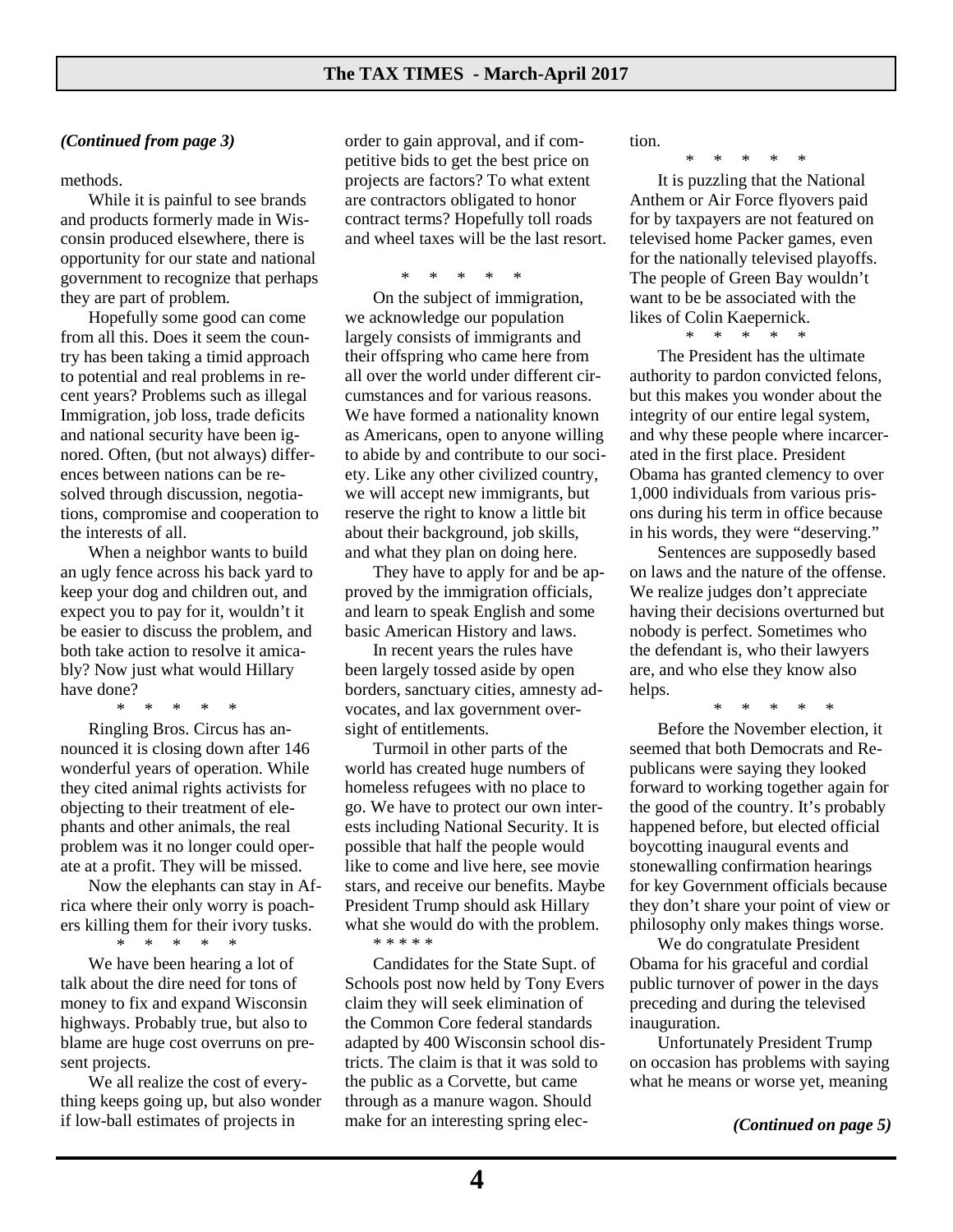*(Continued from page 3)*

methods.

While it is painful to see brands and products formerly made in Wisconsin produced elsewhere, there is opportunity for our state and national government to recognize that perhaps they are part of problem.

Hopefully some good can come from all this. Does it seem the country has been taking a timid approach to potential and real problems in recent years? Problems such as illegal Immigration, job loss, trade deficits and national security have been ignored. Often, (but not always) differences between nations can be resolved through discussion, negotiations, compromise and cooperation to the interests of all.

When a neighbor wants to build an ugly fence across his back yard to keep your dog and children out, and expect you to pay for it, wouldn't it be easier to discuss the problem, and both take action to resolve it amicably? Now just what would Hillary have done?

\* \* \* \* \*

Ringling Bros. Circus has announced it is closing down after 146 wonderful years of operation. While they cited animal rights activists for objecting to their treatment of elephants and other animals, the real problem was it no longer could operate at a profit. They will be missed.

Now the elephants can stay in Africa where their only worry is poachers killing them for their ivory tusks.

\* \* \* \* \*

We have been hearing a lot of talk about the dire need for tons of money to fix and expand Wisconsin highways. Probably true, but also to blame are huge cost overruns on present projects.

We all realize the cost of everything keeps going up, but also wonder if low-ball estimates of projects in order to gain approval, and if competitive bids to get the best price on projects are factors? To what extent are contractors obligated to honor contract terms? Hopefully toll roads and wheel taxes will be the last resort.

\* \* \* \* \*

On the subject of immigration, we acknowledge our population largely consists of immigrants and their offspring who came here from all over the world under different circumstances and for various reasons. We have formed a nationality known as Americans, open to anyone willing to abide by and contribute to our society. Like any other civilized country, we will accept new immigrants, but reserve the right to know a little bit about their background, job skills, and what they plan on doing here.

They have to apply for and be approved by the immigration officials, and learn to speak English and some basic American History and laws.

In recent years the rules have been largely tossed aside by open borders, sanctuary cities, amnesty advocates, and lax government oversight of entitlements.

Turmoil in other parts of the world has created huge numbers of homeless refugees with no place to go. We have to protect our own interests including National Security. It is possible that half the people would like to come and live here, see movie stars, and receive our benefits. Maybe President Trump should ask Hillary what she would do with the problem.

\* \* \* \* \*

Candidates for the State Supt. of Schools post now held by Tony Evers claim they will seek elimination of the Common Core federal standards adapted by 400 Wisconsin school districts. The claim is that it was sold to the public as a Corvette, but came through as a manure wagon. Should make for an interesting spring election.

\* \* \* \* \*

It is puzzling that the National Anthem or Air Force flyovers paid for by taxpayers are not featured on televised home Packer games, even for the nationally televised playoffs. The people of Green Bay wouldn't want to be be associated with the likes of Colin Kaepernick.

\* \* \* \* \*

The President has the ultimate authority to pardon convicted felons, but this makes you wonder about the integrity of our entire legal system, and why these people where incarcerated in the first place. President Obama has granted clemency to over 1,000 individuals from various prisons during his term in office because in his words, they were "deserving."

Sentences are supposedly based on laws and the nature of the offense. We realize judges don't appreciate having their decisions overturned but nobody is perfect. Sometimes who the defendant is, who their lawyers are, and who else they know also helps.

\* \* \* \* \*

Before the November election, it seemed that both Democrats and Republicans were saying they looked forward to working together again for the good of the country. It's probably happened before, but elected official boycotting inaugural events and stonewalling confirmation hearings for key Government officials because they don't share your point of view or philosophy only makes things worse.

We do congratulate President Obama for his graceful and cordial public turnover of power in the days preceding and during the televised inauguration.

Unfortunately President Trump on occasion has problems with saying what he means or worse yet, meaning

*(Continued on page 5)*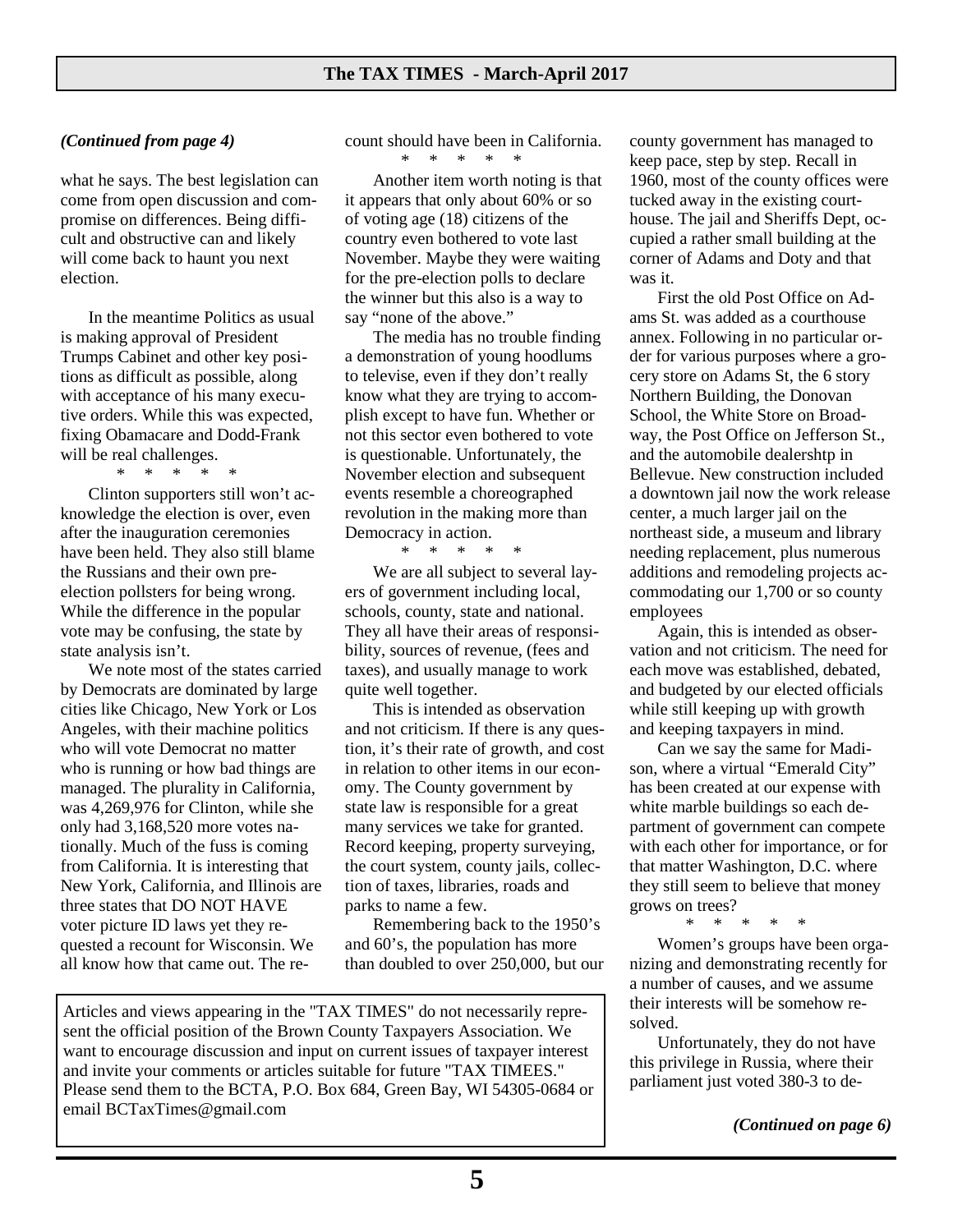*(Continued from page 4)*

what he says. The best legislation can come from open discussion and compromise on differences. Being difficult and obstructive can and likely will come back to haunt you next election.

In the meantime Politics as usual is making approval of President Trumps Cabinet and other key positions as difficult as possible, along with acceptance of his many executive orders. While this was expected, fixing Obamacare and Dodd-Frank will be real challenges.

\* \* \* \* \*

Clinton supporters still won't acknowledge the election is over, even after the inauguration ceremonies have been held. They also still blame the Russians and their own pre-election pollsters for being wrong. While the difference in the popular vote may be confusing, the state by state analysis isn't.

We note most of the states carried by Democrats are dominated by large cities like Chicago, New York or Los Angeles, with their machine politics who will vote Democrat no matter who is running or how bad things are managed. The plurality in California, was 4,269,976 for Clinton, while she only had 3,168,520 more votes nationally. Much of the fuss is coming from California. It is interesting that New York, California, and Illinois are three states that DO NOT HAVE voter picture ID laws yet they requested a recount for Wisconsin. We all know how that came out. The recount should have been in California.

\* \* \* \* \*

Another item worth noting is that it appears that only about 60% or so of voting age (18) citizens of the country even bothered to vote last November. Maybe they were waiting for the pre-election polls to declare the winner but this also is a way to say "none of the above."

The media has no trouble finding a demonstration of young hoodlums to televise, even if they don't really know what they are trying to accomplish except to have fun. Whether or not this sector even bothered to vote is questionable. Unfortunately, the November election and subsequent events resemble a choreographed revolution in the making more than Democracy in action.

\* \* \* \* \*

We are all subject to several layers of government including local, schools, county, state and national. They all have their areas of responsibility, sources of revenue, (fees and taxes), and usually manage to work quite well together.

This is intended as observation and not criticism. If there is any question, it's their rate of growth, and cost in relation to other items in our economy. The County government by state law is responsible for a great many services we take for granted. Record keeping, property surveying, the court system, county jails, collection of taxes, libraries, roads and parks to name a few.

Remembering back to the 1950's and 60's, the population has more than doubled to over 250,000, but our county government has managed to keep pace, step by step. Recall in 1960, most of the county offices were tucked away in the existing courthouse. The jail and Sheriffs Dept, occupied a rather small building at the corner of Adams and Doty and that was it.

First the old Post Office on Adams St. was added as a courthouse annex. Following in no particular order for various purposes where a grocery store on Adams St, the 6 story Northern Building, the Donovan School, the White Store on Broadway, the Post Office on Jefferson St., and the automobile dealershtp in Bellevue. New construction included a downtown jail now the work release center, a much larger jail on the northeast side, a museum and library needing replacement, plus numerous additions and remodeling projects accommodating our 1,700 or so county employees

Again, this is intended as observation and not criticism. The need for each move was established, debated, and budgeted by our elected officials while still keeping up with growth and keeping taxpayers in mind.

Can we say the same for Madison, where a virtual "Emerald City" has been created at our expense with white marble buildings so each department of government can compete with each other for importance, or for that matter Washington, D.C. where they still seem to believe that money grows on trees?

\* \* \* \* \*

Women's groups have been organizing and demonstrating recently for a number of causes, and we assume their interests will be somehow resolved.

Unfortunately, they do not have this privilege in Russia, where their parliament just voted 380-3 to de-

*(Continued on page 6)*

Articles and views appearing in the "TAX TIMES" do not necessarily represent the official position of the Brown County Taxpayers Association. We want to encourage discussion and input on current issues of taxpayer interest and invite your comments or articles suitable for future "TAX TIMEES." Please send them to the BCTA, P.O. Box 684, Green Bay, WI 54305-0684 or email BCTaxTimes@gmail.com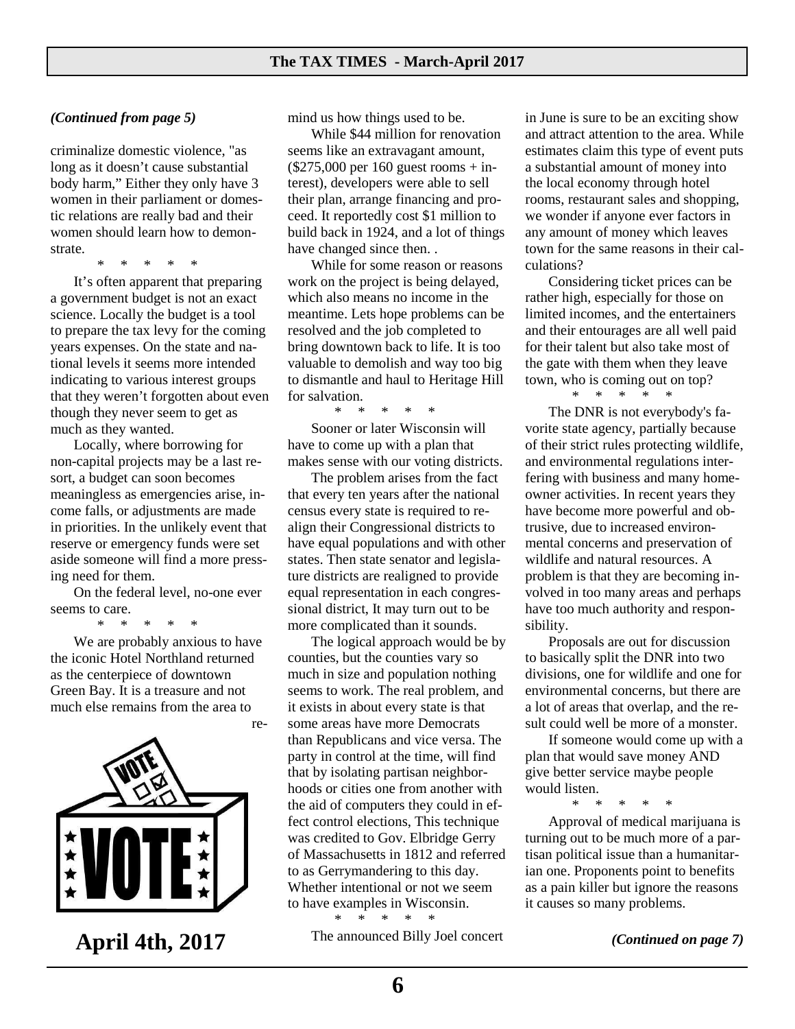*(Continued from page 5)*

criminalize domestic violence, "as long as it doesn't cause substantial body harm," Either they only have 3 women in their parliament or domestic relations are really bad and their women should learn how to demonstrate.

\* \* \* \* \*

It's often apparent that preparing a government budget is not an exact science. Locally the budget is a tool to prepare the tax levy for the coming years expenses. On the state and national levels it seems more intended indicating to various interest groups that they weren't forgotten about even though they never seem to get as much as they wanted.

Locally, where borrowing for non-capital projects may be a last resort, a budget can soon becomes meaningless as emergencies arise, income falls, or adjustments are made in priorities. In the unlikely event that reserve or emergency funds were set aside someone will find a more pressing need for them.

On the federal level, no-one ever seems to care.

\* \* \* \* \*

We are probably anxious to have the iconic Hotel Northland returned as the centerpiece of downtown Green Bay. It is a treasure and not much else remains from the area to remind us how things used to be.

**April 4th, 2017**

While $44 million for renovation seems like an extravagant amount, ($275,000 per 160 guest rooms + interest), developers were able to sell their plan, arrange financing and proceed. It reportedly cost $1 million to build back in 1924, and a lot of things have changed since then. .

While for some reason or reasons work on the project is being delayed, which also means no income in the meantime. Lets hope problems can be resolved and the job completed to bring downtown back to life. It is too valuable to demolish and way too big to dismantle and haul to Heritage Hill for salvation.

\* \* \* \* \*

Sooner or later Wisconsin will have to come up with a plan that makes sense with our voting districts.

The problem arises from the fact that every ten years after the national census every state is required to realign their Congressional districts to have equal populations and with other states. Then state senator and legislature districts are realigned to provide equal representation in each congressional district, It may turn out to be more complicated than it sounds.

The logical approach would be by counties, but the counties vary so much in size and population nothing seems to work. The real problem, and it exists in about every state is that some areas have more Democrats than Republicans and vice versa. The party in control at the time, will find that by isolating partisan neighborhoods or cities one from another with the aid of computers they could in effect control elections, This technique was credited to Gov. Elbridge Gerry of Massachusetts in 1812 and referred to as Gerrymandering to this day. Whether intentional or not we seem to have examples in Wisconsin.

\* \* \* \* \*

The announced Billy Joel concert in June is sure to be an exciting show and attract attention to the area. While estimates claim this type of event puts a substantial amount of money into the local economy through hotel rooms, restaurant sales and shopping, we wonder if anyone ever factors in any amount of money which leaves town for the same reasons in their calculations?

Considering ticket prices can be rather high, especially for those on limited incomes, and the entertainers and their entourages are all well paid for their talent but also take most of the gate with them when they leave town, who is coming out on top?

\* \* \* \* \*

The DNR is not everybody's favorite state agency, partially because of their strict rules protecting wildlife, and environmental regulations interfering with business and many homeowner activities. In recent years they have become more powerful and obtrusive, due to increased environmental concerns and preservation of wildlife and natural resources. A problem is that they are becoming involved in too many areas and perhaps have too much authority and responsibility.

Proposals are out for discussion to basically split the DNR into two divisions, one for wildlife and one for environmental concerns, but there are a lot of areas that overlap, and the result could well be more of a monster.

If someone would come up with a plan that would save money AND give better service maybe people would listen.

\* \* \* \* \*

Approval of medical marijuana is turning out to be much more of a partisan political issue than a humanitarian one. Proponents point to benefits as a pain killer but ignore the reasons it causes so many problems.

*(Continued on page 7)*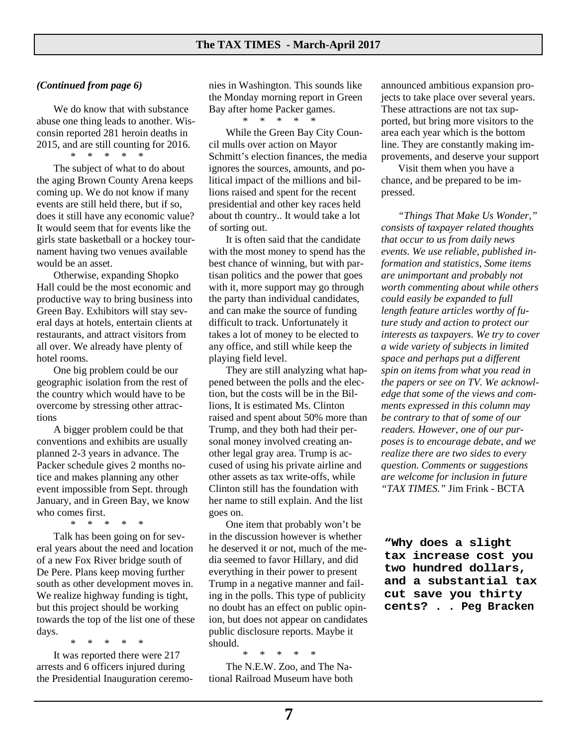*(Continued from page 6)*

We do know that with substance abuse one thing leads to another. Wisconsin reported 281 heroin deaths in 2015, and are still counting for 2016.

\* \* \* \* \*

The subject of what to do about the aging Brown County Arena keeps coming up. We do not know if many events are still held there, but if so, does it still have any economic value? It would seem that for events like the girls state basketball or a hockey tournament having two venues available would be an asset.

Otherwise, expanding Shopko Hall could be the most economic and productive way to bring business into Green Bay. Exhibitors will stay several days at hotels, entertain clients at restaurants, and attract visitors from all over. We already have plenty of hotel rooms.

One big problem could be our geographic isolation from the rest of the country which would have to be overcome by stressing other attractions

A bigger problem could be that conventions and exhibits are usually planned 2-3 years in advance. The Packer schedule gives 2 months notice and makes planning any other event impossible from Sept. through January, and in Green Bay, we know who comes first.

\* \* \* \* \*

Talk has been going on for several years about the need and location of a new Fox River bridge south of De Pere. Plans keep moving further south as other development moves in. We realize highway funding is tight, but this project should be working towards the top of the list one of these days.

\* \* \* \* \*

It was reported there were 217 arrests and 6 officers injured during the Presidential Inauguration ceremonies in Washington. This sounds like the Monday morning report in Green Bay after home Packer games.

\* \* \* \* \*

While the Green Bay City Council mulls over action on Mayor Schmitt's election finances, the media ignores the sources, amounts, and political impact of the millions and billions raised and spent for the recent presidential and other key races held about th country.. It would take a lot of sorting out.

It is often said that the candidate with the most money to spend has the best chance of winning, but with partisan politics and the power that goes with it, more support may go through the party than individual candidates, and can make the source of funding difficult to track. Unfortunately it takes a lot of money to be elected to any office, and still while keep the playing field level.

They are still analyzing what happened between the polls and the election, but the costs will be in the Billions, It is estimated Ms. Clinton raised and spent about 50% more than Trump, and they both had their personal money involved creating another legal gray area. Trump is accused of using his private airline and other assets as tax write-offs, while Clinton still has the foundation with her name to still explain. And the list goes on.

One item that probably won't be in the discussion however is whether he deserved it or not, much of the media seemed to favor Hillary, and did everything in their power to present Trump in a negative manner and failing in the polls. This type of publicity no doubt has an effect on public opinion, but does not appear on candidates public disclosure reports. Maybe it should.

\* \* \* \* \*

The N.E.W. Zoo, and The National Railroad Museum have both announced ambitious expansion projects to take place over several years. These attractions are not tax supported, but bring more visitors to the area each year which is the bottom line. They are constantly making improvements, and deserve your support

Visit them when you have a chance, and be prepared to be impressed.

*"Things That Make Us Wonder," consists of taxpayer related thoughts that occur to us from daily news events. We use reliable, published information and statistics, Some items are unimportant and probably not worth commenting about while others could easily be expanded to full length feature articles worthy of future study and action to protect our interests as taxpayers. We try to cover a wide variety of subjects in limited space and perhaps put a different spin on items from what you read in the papers or see on TV. We acknowledge that some of the views and comments expressed in this column may be contrary to that of some of our readers. However, one of our purposes is to encourage debate, and we realize there are two sides to every question. Comments or suggestions are welcome for inclusion in future "TAX TIMES."* Jim Frink - BCTA

**"Why does a slight tax increase cost you two hundred dollars, and a substantial tax cut save you thirty cents? . . Peg Bracken**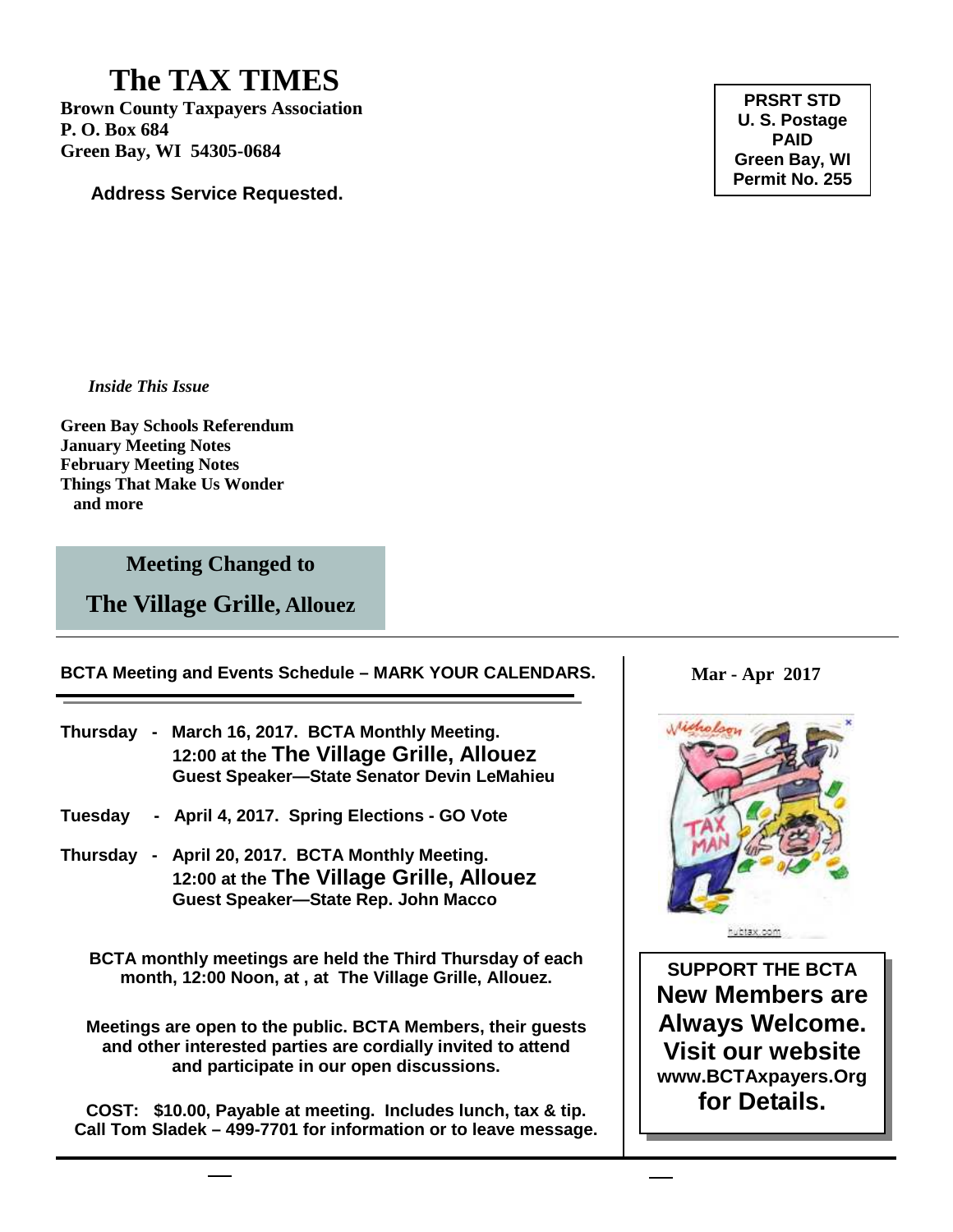# The TAX TIMES

**Brown County Taxpayers Association**
**P. O. Box 684**
**Green Bay, WI 54305-0684**

**Address Service Requested.**

**PRSRT STD**
**U. S. Postage**
**PAID**
**Green Bay, WI**
**Permit No. 255**

*Inside This Issue*

**Green Bay Schools Referendum**
**January Meeting Notes**
**February Meeting Notes**
**Things That Make Us Wonder**
**and more**

## Meeting Changed to
## The Village Grille, Allouez

**BCTA Meeting and Events Schedule – MARK YOUR CALENDARS.**

**Mar - Apr 2017**

**Thursday - March 16, 2017. BCTA Monthly Meeting.**
**12:00 at the The Village Grille, Allouez**
**Guest Speaker—State Senator Devin LeMahieu**

**Tuesday - April 4, 2017. Spring Elections - GO Vote**

**Thursday - April 20, 2017. BCTA Monthly Meeting.**
**12:00 at the The Village Grille, Allouez**
**Guest Speaker—State Rep. John Macco**

**BCTA monthly meetings are held the Third Thursday of each month, 12:00 Noon, at , at The Village Grille, Allouez.**

**Meetings are open to the public. BCTA Members, their guests and other interested parties are cordially invited to attend and participate in our open discussions.**

**COST: $10.00, Payable at meeting. Includes lunch, tax & tip.**
**Call Tom Sladek – 499-7701 for information or to leave message.**

Nicholson

TAX MAN

hubtax.com

**SUPPORT THE BCTA**
**New Members are Always Welcome.**
**Visit our website**
**www.BCTAxpayers.Org**
**for Details.**